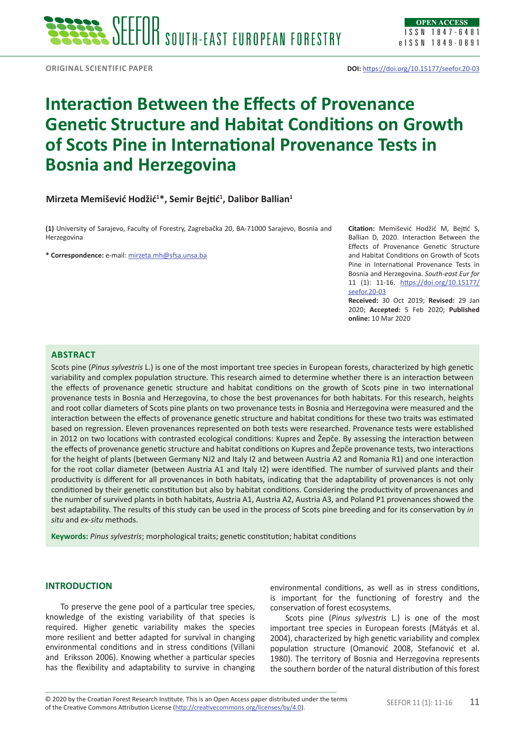ORIGINAL SCIENTIFIC PAPER

**DOI:** https://doi.org/10.15177/seefor.20-03

# Interaction Between the Effects of Provenance Genetic Structure and Habitat Conditions on Growth of Scots Pine in International Provenance Tests in Bosnia and Herzegovina

**Mirzeta Memišević Hodžić[1]\*, Semir Bejtić[1], Dalibor Ballian[1]**

**(1)** University of Sarajevo, Faculty of Forestry, Zagrebačka 20, BA-71000 Sarajevo, Bosnia and Herzegovina

**\* Correspondence:** e-mail: mirzeta.mh@sfsa.unsa.ba

**Citation:** Memišević Hodžić M, Bejtić S, Ballian D, 2020. Interaction Between the Effects of Provenance Genetic Structure and Habitat Conditions on Growth of Scots Pine in International Provenance Tests in Bosnia and Herzegovina. *South-east Eur for* 11 (1): 11-16. https://doi.org/10.15177/seefor.20-03

**Received:** 30 Oct 2019; **Revised:** 29 Jan 2020; **Accepted:** 5 Feb 2020; **Published online:** 10 Mar 2020

## ABSTRACT

Scots pine (*Pinus sylvestris* L.) is one of the most important tree species in European forests, characterized by high genetic variability and complex population structure. This research aimed to determine whether there is an interaction between the effects of provenance genetic structure and habitat conditions on the growth of Scots pine in two international provenance tests in Bosnia and Herzegovina, to chose the best provenances for both habitats. For this research, heights and root collar diameters of Scots pine plants on two provenance tests in Bosnia and Herzegovina were measured and the interaction between the effects of provenance genetic structure and habitat conditions for these two traits was estimated based on regression. Eleven provenances represented on both tests were researched. Provenance tests were established in 2012 on two locations with contrasted ecological conditions: Kupres and Žepče. By assessing the interaction between the effects of provenance genetic structure and habitat conditions on Kupres and Žepče provenance tests, two interactions for the height of plants (between Germany NJ2 and Italy I2 and between Austria A2 and Romania R1) and one interaction for the root collar diameter (between Austria A1 and Italy I2) were identified. The number of survived plants and their productivity is different for all provenances in both habitats, indicating that the adaptability of provenances is not only conditioned by their genetic constitution but also by habitat conditions. Considering the productivity of provenances and the number of survived plants in both habitats, Austria A1, Austria A2, Austria A3, and Poland P1 provenances showed the best adaptability. The results of this study can be used in the process of Scots pine breeding and for its conservation by *in situ* and *ex-situ* methods.

**Keywords:** *Pinus sylvestris*; morphological traits; genetic constitution; habitat conditions

## INTRODUCTION

To preserve the gene pool of a particular tree species, knowledge of the existing variability of that species is required. Higher genetic variability makes the species more resilient and better adapted for survival in changing environmental conditions and in stress conditions (Villani and Eriksson 2006). Knowing whether a particular species has the flexibility and adaptability to survive in changing environmental conditions, as well as in stress conditions, is important for the functioning of forestry and the conservation of forest ecosystems.

Scots pine (*Pinus sylvestris* L.) is one of the most important tree species in European forests (Mátyás et al. 2004), characterized by high genetic variability and complex population structure (Omanović 2008, Stefanović et al. 1980). The territory of Bosnia and Herzegovina represents the southern border of the natural distribution of this forest

© 2020 by the Croatian Forest Research Institute. This is an Open Access paper distributed under the terms of the Creative Commons Attribution License (http://creativecommons.org/licenses/by/4.0).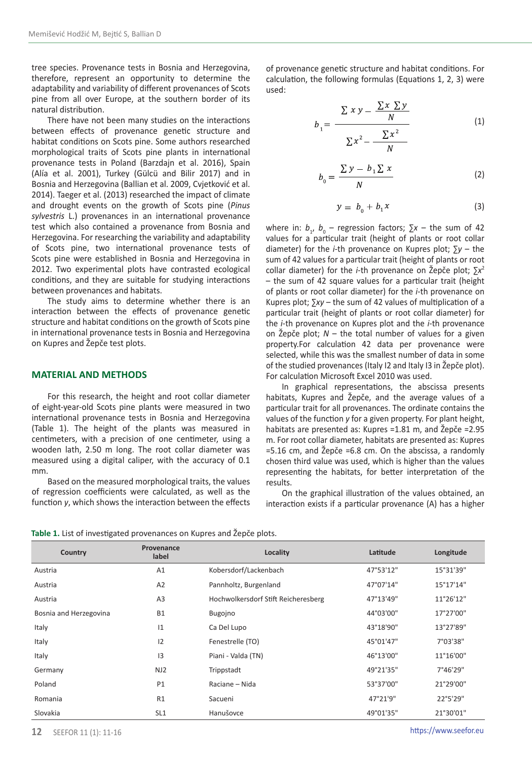tree species. Provenance tests in Bosnia and Herzegovina, therefore, represent an opportunity to determine the adaptability and variability of different provenances of Scots pine from all over Europe, at the southern border of its natural distribution.

There have not been many studies on the interactions between effects of provenance genetic structure and habitat conditions on Scots pine. Some authors researched morphological traits of Scots pine plants in international provenance tests in Poland (Barzdajn et al. 2016), Spain (Alía et al. 2001), Turkey (Gülcü and Bilir 2017) and in Bosnia and Herzegovina (Ballian et al. 2009, Cvjetković et al. 2014). Taeger et al. (2013) researched the impact of climate and drought events on the growth of Scots pine (*Pinus sylvestris* L.) provenances in an international provenance test which also contained a provenance from Bosnia and Herzegovina. For researching the variability and adaptability of Scots pine, two international provenance tests of Scots pine were established in Bosnia and Herzegovina in 2012. Two experimental plots have contrasted ecological conditions, and they are suitable for studying interactions between provenances and habitats.

The study aims to determine whether there is an interaction between the effects of provenance genetic structure and habitat conditions on the growth of Scots pine in international provenance tests in Bosnia and Herzegovina on Kupres and Žepče test plots.

## MATERIAL AND METHODS

For this research, the height and root collar diameter of eight-year-old Scots pine plants were measured in two international provenance tests in Bosnia and Herzegovina (Table 1). The height of the plants was measured in centimeters, with a precision of one centimeter, using a wooden lath, 2.50 m long. The root collar diameter was measured using a digital caliper, with the accuracy of 0.1 mm.

Based on the measured morphological traits, the values of regression coefficients were calculated, as well as the function *y*, which shows the interaction between the effects of provenance genetic structure and habitat conditions. For calculation, the following formulas (Equations 1, 2, 3) were used:

$$b_1 = \frac{\sum x\,y - \frac{\sum x \sum y}{N}}{\sum x^2 - \frac{\sum x^2}{N}} \tag{1}$$

$$b_0 = \frac{\sum y - b_1 \sum x}{N} \tag{2}$$

$$y = b_0 + b_1 x \tag{3}$$

where in: $b_1$, $b_0$ – regression factors; $\sum x$ – the sum of 42 values for a particular trait (height of plants or root collar diameter) for the *i*-th provenance on Kupres plot; $\sum y$ – the sum of 42 values for a particular trait (height of plants or root collar diameter) for the *i*-th provenance on Žepče plot; $\sum x^2$ – the sum of 42 square values for a particular trait (height of plants or root collar diameter) for the *i*-th provenance on Kupres plot; $\sum xy$ – the sum of 42 values of multiplication of a particular trait (height of plants or root collar diameter) for the *i*-th provenance on Kupres plot and the *i*-th provenance on Žepče plot; $N$ – the total number of values for a given property.For calculation 42 data per provenance were selected, while this was the smallest number of data in some of the studied provenances (Italy I2 and Italy I3 in Žepče plot). For calculation Microsoft Excel 2010 was used.

In graphical representations, the abscissa presents habitats, Kupres and Žepče, and the average values of a particular trait for all provenances. The ordinate contains the values of the function *y* for a given property. For plant height, habitats are presented as: Kupres =1.81 m, and Žepče =2.95 m. For root collar diameter, habitats are presented as: Kupres =5.16 cm, and Žepče =6.8 cm. On the abscissa, a randomly chosen third value was used, which is higher than the values representing the habitats, for better interpretation of the results.

On the graphical illustration of the values obtained, an interaction exists if a particular provenance (A) has a higher

**Table 1.** List of investigated provenances on Kupres and Žepče plots.

| Country | Provenance label | Locality | Latitude | Longitude |
|---|---|---|---|---|
| Austria | A1 | Kobersdorf/Lackenbach | 47°53'12" | 15°31'39" |
| Austria | A2 | Pannholtz, Burgenland | 47°07'14" | 15°17'14" |
| Austria | A3 | Hochwolkersdorf Stift Reicheresberg | 47°13'49" | 11°26'12" |
| Bosnia and Herzegovina | B1 | Bugojno | 44°03'00" | 17°27'00" |
| Italy | I1 | Ca Del Lupo | 43°18'90" | 13°27'89" |
| Italy | I2 | Fenestrelle (TO) | 45°01'47" | 7°03'38" |
| Italy | I3 | Piani - Valda (TN) | 46°13'00" | 11°16'00" |
| Germany | NJ2 | Trippstadt | 49°21'35" | 7°46'29" |
| Poland | P1 | Raciane – Nida | 53°37'00" | 21°29'00" |
| Romania | R1 | Sacueni | 47°21'9" | 22°5'29" |
| Slovakia | SL1 | Hanušovce | 49°01'35" | 21°30'01" |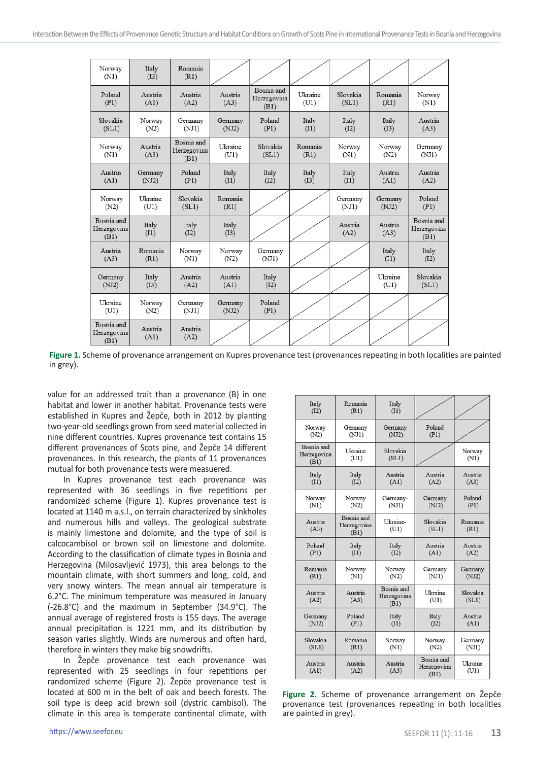| Norway (N1) | Italy (I3) | Romania (R1) | | | | | | |
|---|---|---|---|---|---|---|---|---|
| Poland (P1) | Austria (A1) | Austria (A2) | Austria (A3) | Bosnia and Herzegovina (B1) | Ukraine (U1) | Slovakia (SL1) | Romania (R1) | Norway (N1) |
| Slovakia (SL1) | Norway (N2) | Germany (NJ1) | Germany (NJ2) | Poland (P1) | Italy (I1) | Italy (I2) | Italy (I3) | Austria (A3) |
| Norway (N1) | Austria (A3) | Bosnia and Herzegovina (B1) | Ukraine (U1) | Slovakia (SL1) | Romania (R1) | Norway (N1) | Norway (N2) | Germany (NJ1) |
| Austria (A1) | Germany (NJ2) | Poland (P1) | Italy (I1) | Italy (I2) | Italy (I3) | Italy (I1) | Austria (A1) | Austria (A2) |
| Norway (N2) | Ukraine (U1) | Slovakia (SL1) | Romania (R1) | | | Germany (NJ1) | Germany (NJ2) | Poland (P1) |
| Bosnia and Herzegovina (B1) | Italy (I1) | Italy (I2) | Italy (I3) | | | Austria (A2) | Austria (A3) | Bosnia and Herzegovina (B1) |
| Austria (A3) | Romania (R1) | Norway (N1) | Norway (N2) | Germany (NJ1) | | | Italy (I1) | Italy (I2) |
| Germany (NJ2) | Italy (I3) | Austria (A2) | Austria (A1) | Italy (I2) | | | Ukraine (U1) | Slovakia (SL1) |
| Ukraine (U1) | Norway (N2) | Germany (NJ1) | Germany (NJ2) | Poland (P1) | | | | |
| Bosnia and Herzegovina (B1) | Austria (A1) | Austria (A2) | | | | | | |

**Figure 1.** Scheme of provenance arrangement on Kupres provenance test (provenances repeating in both localities are painted in grey).

value for an addressed trait than a provenance (B) in one habitat and lower in another habitat. Provenance tests were established in Kupres and Žepče, both in 2012 by planting two-year-old seedlings grown from seed material collected in nine different countries. Kupres provenance test contains 15 different provenances of Scots pine, and Žepče 14 different provenances. In this research, the plants of 11 provenances mutual for both provenance tests were measuered.

In Kupres provenance test each provenance was represented with 36 seedlings in five repetitions per randomized scheme (Figure 1). Kupres provenance test is located at 1140 m a.s.l., on terrain characterized by sinkholes and numerous hills and valleys. The geological substrate is mainly limestone and dolomite, and the type of soil is calcocambisol or brown soil on limestone and dolomite. According to the classification of climate types in Bosnia and Herzegovina (Milosavljević 1973), this area belongs to the mountain climate, with short summers and long, cold, and very snowy winters. The mean annual air temperature is 6.2°C. The minimum temperature was measured in January (-26.8°C) and the maximum in September (34.9°C). The annual average of registered frosts is 155 days. The average annual precipitation is 1221 mm, and its distribution by season varies slightly. Winds are numerous and often hard, therefore in winters they make big snowdrifts.

In Žepče provenance test each provenance was represented with 25 seedlings in four repetitions per randomized scheme (Figure 2). Žepče provenance test is located at 600 m in the belt of oak and beech forests. The soil type is deep acid brown soil (dystric cambisol). The climate in this area is temperate continental climate, with

| Italy (I2) | Romania (R1) | Italy (I1) | | |
|---|---|---|---|---|
| Norway (N2) | Germany (NJ1) | Germany (NJ2) | Poland (P1) | |
| Bosnia and Herzegovina (B1) | Ukraine (U1) | Slovakia (SL1) | | Norway (N1) |
| Italy (I1) | Italy (I2) | Austria (A1) | Austria (A2) | Austria (A3) |
| Norway (N1) | Norway (N2) | Germany-(NJ1) | Germany (NJ2) | Poland (P1) |
| Austria (A3) | Bosnia and Herzegovina (B1) | Ukraine-(U1) | Slovakia (SL1) | Romania (R1) |
| Poland (P1) | Italy (I1) | Italy (I2) | Austria (A1) | Austria (A2) |
| Romania (R1) | Norway (N1) | Norway (N2) | Germany (NJ1) | Germany (NJ2) |
| Austria (A2) | Austria (A3) | Bosnia and Herzegovina (B1) | Ukraine (U1) | Slovakia (SL1) |
| Germany (NJ2) | Poland (P1) | Italy (I1) | Italy (I2) | Austria (A1) |
| Slovakia (SL1) | Romania (R1) | Norway (N1) | Norway (N2) | Germany (NJ1) |
| Austria (A1) | Austria (A2) | Austria (A3) | Bosnia and Herzegovina (B1) | Ukraine (U1) |

**Figure 2.** Scheme of provenance arrangement on Žepče provenance test (provenances repeating in both localities are painted in grey).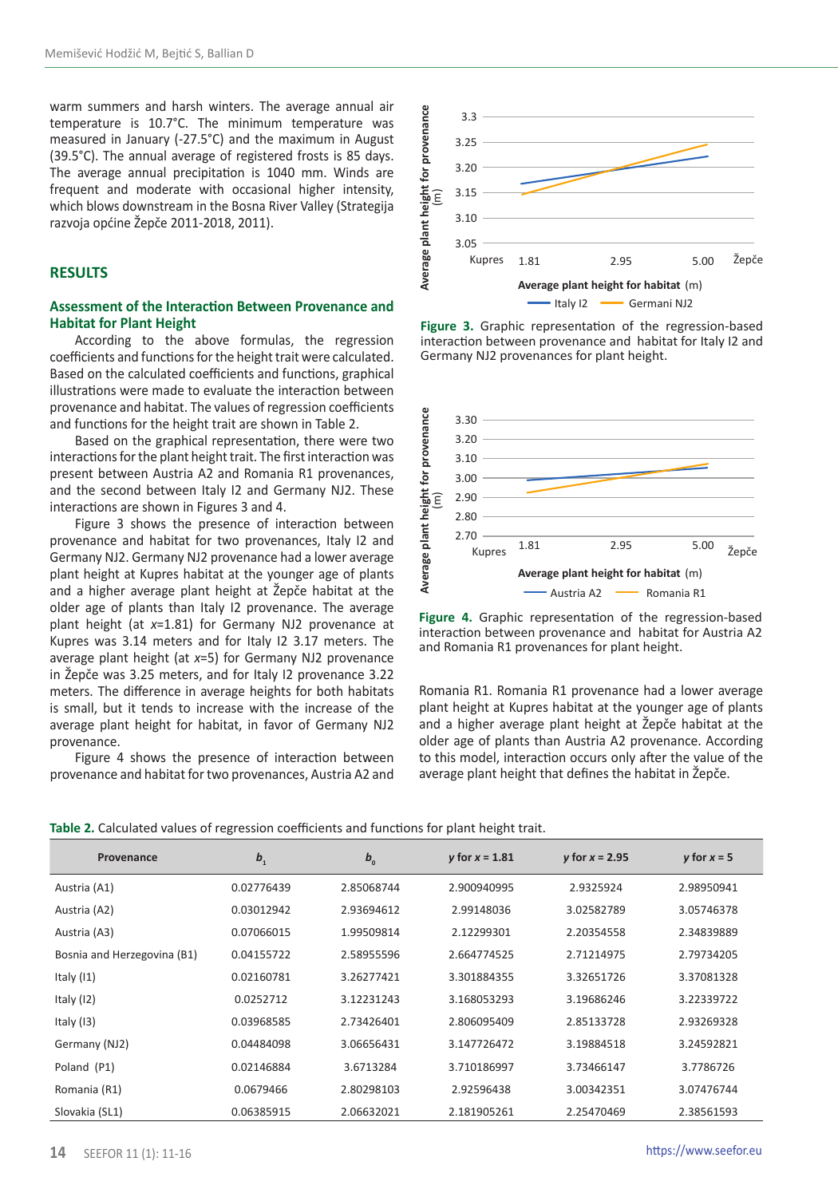warm summers and harsh winters. The average annual air temperature is 10.7°C. The minimum temperature was measured in January (-27.5°C) and the maximum in August (39.5°C). The annual average of registered frosts is 85 days. The average annual precipitation is 1040 mm. Winds are frequent and moderate with occasional higher intensity, which blows downstream in the Bosna River Valley (Strategija razvoja općine Žepče 2011-2018, 2011).

## RESULTS

### Assessment of the Interaction Between Provenance and Habitat for Plant Height

According to the above formulas, the regression coefficients and functions for the height trait were calculated. Based on the calculated coefficients and functions, graphical illustrations were made to evaluate the interaction between provenance and habitat. The values of regression coefficients and functions for the height trait are shown in Table 2.

Based on the graphical representation, there were two interactions for the plant height trait. The first interaction was present between Austria A2 and Romania R1 provenances, and the second between Italy I2 and Germany NJ2. These interactions are shown in Figures 3 and 4.

Figure 3 shows the presence of interaction between provenance and habitat for two provenances, Italy I2 and Germany NJ2. Germany NJ2 provenance had a lower average plant height at Kupres habitat at the younger age of plants and a higher average plant height at Žepče habitat at the older age of plants than Italy I2 provenance. The average plant height (at $x$=1.81) for Germany NJ2 provenance at Kupres was 3.14 meters and for Italy I2 3.17 meters. The average plant height (at $x$=5) for Germany NJ2 provenance in Žepče was 3.25 meters, and for Italy I2 provenance 3.22 meters. The difference in average heights for both habitats is small, but it tends to increase with the increase of the average plant height for habitat, in favor of Germany NJ2 provenance.

Figure 4 shows the presence of interaction between provenance and habitat for two provenances, Austria A2 and Romania R1. Romania R1 provenance had a lower average plant height at Kupres habitat at the younger age of plants and a higher average plant height at Žepče habitat at the older age of plants than Austria A2 provenance. According to this model, interaction occurs only after the value of the average plant height that defines the habitat in Žepče.

**Figure 3.** Graphic representation of the regression-based interaction between provenance and habitat for Italy I2 and Germany NJ2 provenances for plant height.

**Figure 4.** Graphic representation of the regression-based interaction between provenance and habitat for Austria A2 and Romania R1 provenances for plant height.

**Table 2.** Calculated values of regression coefficients and functions for plant height trait.

| Provenance | $b_1$ | $b_0$ | *y* for *x* = 1.81 | *y* for *x* = 2.95 | *y* for *x* = 5 |
|---|---|---|---|---|---|
| Austria (A1) | 0.02776439 | 2.85068744 | 2.900940995 | 2.9325924 | 2.98950941 |
| Austria (A2) | 0.03012942 | 2.93694612 | 2.99148036 | 3.02582789 | 3.05746378 |
| Austria (A3) | 0.07066015 | 1.99509814 | 2.12299301 | 2.20354558 | 2.34839889 |
| Bosnia and Herzegovina (B1) | 0.04155722 | 2.58955596 | 2.664774525 | 2.71214975 | 2.79734205 |
| Italy (I1) | 0.02160781 | 3.26277421 | 3.301884355 | 3.32651726 | 3.37081328 |
| Italy (I2) | 0.0252712 | 3.12231243 | 3.168053293 | 3.19686246 | 3.22339722 |
| Italy (I3) | 0.03968585 | 2.73426401 | 2.806095409 | 2.85133728 | 2.93269328 |
| Germany (NJ2) | 0.04484098 | 3.06656431 | 3.147726472 | 3.19884518 | 3.24592821 |
| Poland (P1) | 0.02146884 | 3.6713284 | 3.710186997 | 3.73466147 | 3.7786726 |
| Romania (R1) | 0.0679466 | 2.80298103 | 2.92596438 | 3.00342351 | 3.07476744 |
| Slovakia (SL1) | 0.06385915 | 2.06632021 | 2.181905261 | 2.25470469 | 2.38561593 |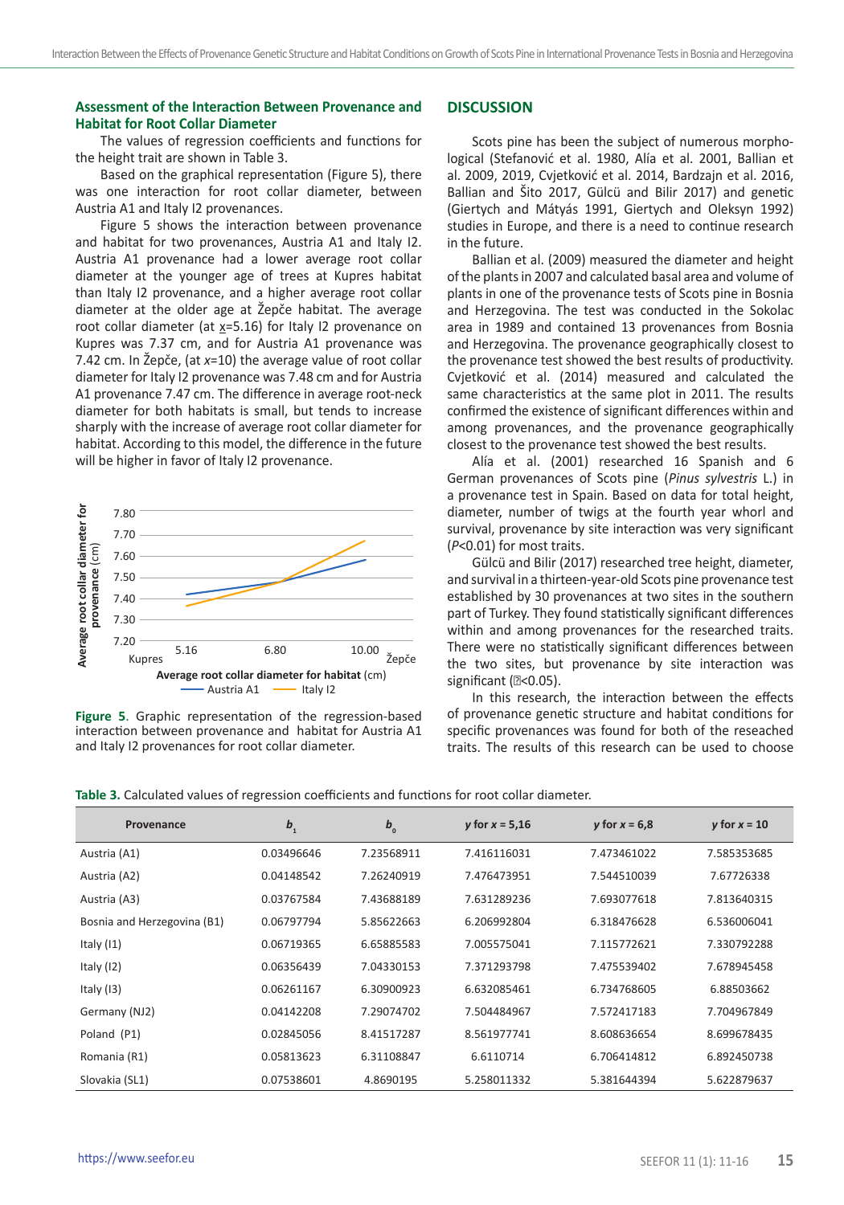### Assessment of the Interaction Between Provenance and Habitat for Root Collar Diameter

The values of regression coefficients and functions for the height trait are shown in Table 3.

Based on the graphical representation (Figure 5), there was one interaction for root collar diameter, between Austria A1 and Italy I2 provenances.

Figure 5 shows the interaction between provenance and habitat for two provenances, Austria A1 and Italy I2. Austria A1 provenance had a lower average root collar diameter at the younger age of trees at Kupres habitat than Italy I2 provenance, and a higher average root collar diameter at the older age at Žepče habitat. The average root collar diameter (at $\underline{x}$=5.16) for Italy I2 provenance on Kupres was 7.37 cm, and for Austria A1 provenance was 7.42 cm. In Žepče, (at $x$=10) the average value of root collar diameter for Italy I2 provenance was 7.48 cm and for Austria A1 provenance 7.47 cm. The difference in average root-neck diameter for both habitats is small, but tends to increase sharply with the increase of average root collar diameter for habitat. According to this model, the difference in the future will be higher in favor of Italy I2 provenance.

**Figure 5**. Graphic representation of the regression-based interaction between provenance and habitat for Austria A1 and Italy I2 provenances for root collar diameter.

## DISCUSSION

Scots pine has been the subject of numerous morphological (Stefanović et al. 1980, Alía et al. 2001, Ballian et al. 2009, 2019, Cvjetković et al. 2014, Bardzajn et al. 2016, Ballian and Šito 2017, Gülcü and Bilir 2017) and genetic (Giertych and Mátyás 1991, Giertych and Oleksyn 1992) studies in Europe, and there is a need to continue research in the future.

Ballian et al. (2009) measured the diameter and height of the plants in 2007 and calculated basal area and volume of plants in one of the provenance tests of Scots pine in Bosnia and Herzegovina. The test was conducted in the Sokolac area in 1989 and contained 13 provenances from Bosnia and Herzegovina. The provenance geographically closest to the provenance test showed the best results of productivity. Cvjetković et al. (2014) measured and calculated the same characteristics at the same plot in 2011. The results confirmed the existence of significant differences within and among provenances, and the provenance geographically closest to the provenance test showed the best results.

Alía et al. (2001) researched 16 Spanish and 6 German provenances of Scots pine (*Pinus sylvestris* L.) in a provenance test in Spain. Based on data for total height, diameter, number of twigs at the fourth year whorl and survival, provenance by site interaction was very significant ($P$<0.01) for most traits.

Gülcü and Bilir (2017) researched tree height, diameter, and survival in a thirteen-year-old Scots pine provenance test established by 30 provenances at two sites in the southern part of Turkey. They found statistically significant differences within and among provenances for the researched traits. There were no statistically significant differences between the two sites, but provenance by site interaction was significant (<0.05).

In this research, the interaction between the effects of provenance genetic structure and habitat conditions for specific provenances was found for both of the reseached traits. The results of this research can be used to choose

**Table 3.** Calculated values of regression coefficients and functions for root collar diameter.

| Provenance | $b_1$ | $b_0$ | y for x = 5,16 | y for x = 6,8 | y for x = 10 |
|---|---|---|---|---|---|
| Austria (A1) | 0.03496646 | 7.23568911 | 7.416116031 | 7.473461022 | 7.585353685 |
| Austria (A2) | 0.04148542 | 7.26240919 | 7.476473951 | 7.544510039 | 7.67726338 |
| Austria (A3) | 0.03767584 | 7.43688189 | 7.631289236 | 7.693077618 | 7.813640315 |
| Bosnia and Herzegovina (B1) | 0.06797794 | 5.85622663 | 6.206992804 | 6.318476628 | 6.536006041 |
| Italy (I1) | 0.06719365 | 6.65885583 | 7.005575041 | 7.115772621 | 7.330792288 |
| Italy (I2) | 0.06356439 | 7.04330153 | 7.371293798 | 7.475539402 | 7.678945458 |
| Italy (I3) | 0.06261167 | 6.30900923 | 6.632085461 | 6.734768605 | 6.88503662 |
| Germany (NJ2) | 0.04142208 | 7.29074702 | 7.504484967 | 7.572417183 | 7.704967849 |
| Poland (P1) | 0.02845056 | 8.41517287 | 8.561977741 | 8.608636654 | 8.699678435 |
| Romania (R1) | 0.05813623 | 6.31108847 | 6.6110714 | 6.706414812 | 6.892450738 |
| Slovakia (SL1) | 0.07538601 | 4.8690195 | 5.258011332 | 5.381644394 | 5.622879637 |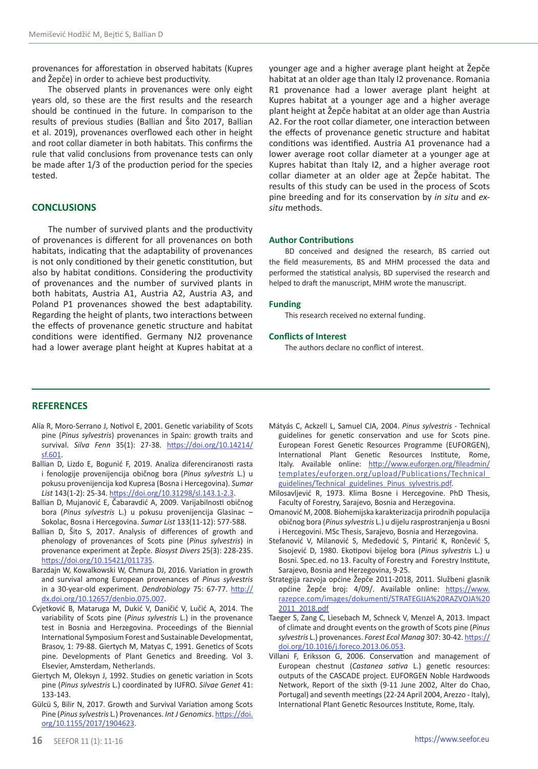provenances for afforestation in observed habitats (Kupres and Žepče) in order to achieve best productivity.

The observed plants in provenances were only eight years old, so these are the first results and the research should be continued in the future. In comparison to the results of previous studies (Ballian and Šito 2017, Ballian et al. 2019), provenances overflowed each other in height and root collar diameter in both habitats. This confirms the rule that valid conclusions from provenance tests can only be made after 1/3 of the production period for the species tested.

## CONCLUSIONS

The number of survived plants and the productivity of provenances is different for all provenances on both habitats, indicating that the adaptability of provenances is not only conditioned by their genetic constitution, but also by habitat conditions. Considering the productivity of provenances and the number of survived plants in both habitats, Austria A1, Austria A2, Austria A3, and Poland P1 provenances showed the best adaptability. Regarding the height of plants, two interactions between the effects of provenance genetic structure and habitat conditions were identified. Germany NJ2 provenance had a lower average plant height at Kupres habitat at a younger age and a higher average plant height at Žepče habitat at an older age than Italy I2 provenance. Romania R1 provenance had a lower average plant height at Kupres habitat at a younger age and a higher average plant height at Žepče habitat at an older age than Austria A2. For the root collar diameter, one interaction between the effects of provenance genetic structure and habitat conditions was identified. Austria A1 provenance had a lower average root collar diameter at a younger age at Kupres habitat than Italy I2, and a higher average root collar diameter at an older age at Žepče habitat. The results of this study can be used in the process of Scots pine breeding and for its conservation by *in situ* and *ex-situ* methods.

### Author Contributions

BD conceived and designed the research, BS carried out the field measurements, BS and MHM processed the data and performed the statistical analysis, BD supervised the research and helped to draft the manuscript, MHM wrote the manuscript.

### Funding

This research received no external funding.

### Conflicts of Interest

The authors declare no conflict of interest.

## REFERENCES

Alía R, Moro-Serrano J, Notivol E, 2001. Genetic variability of Scots pine (*Pinus sylvestris*) provenances in Spain: growth traits and survival. *Silva Fenn* 35(1): 27-38. https://doi.org/10.14214/sf.601.

Ballian D, Lizdo E, Bogunić F, 2019. Analiza diferenciranosti rasta i fenologije provenijencija običnog bora (*Pinus sylvestris* L.) u pokusu provenijencija kod Kupresa (Bosna i Hercegovina). *Sumar List* 143(1-2): 25-34. https://doi.org/10.31298/sl.143.1-2.3.

Ballian D, Mujanović E, Čabaravdić A, 2009. Varijabilnosti običnog bora (*Pinus sylvestris* L.) u pokusu provenijencija Glasinac – Sokolac, Bosna i Hercegovina. *Sumar List* 133(11-12): 577-588.

Ballian D, Šito S, 2017. Analysis of differences of growth and phenology of provenances of Scots pine (*Pinus sylvestris*) in provenance experiment at Žepče. *Biosyst Divers* 25(3): 228-235. https://doi.org/10.15421/011735.

Barzdajn W, Kowalkowski W, Chmura DJ, 2016. Variation in growth and survival among European provenances of *Pinus sylvestris* in a 30-year-old experiment. *Dendrobiology* 75: 67-77. http://dx.doi.org/10.12657/denbio.075.007.

Cvjetković B, Mataruga M, Dukić V, Daničić V, Lučić A, 2014. The variability of Scots pine (*Pinus sylvestris* L.) in the provenance test in Bosnia and Herzegovina. Proceedings of the Biennial International Symposium Forest and Sustainable Developmentat, Brasov, 1: 79-88. Giertych M, Matyas C, 1991. Genetics of Scots pine. Developments of Plant Genetics and Breeding. Vol 3. Elsevier, Amsterdam, Netherlands.

Giertych M, Oleksyn J, 1992. Studies on genetic variation in Scots pine (*Pinus sylvestris* L.) coordinated by IUFRO. *Silvae Genet* 41: 133-143.

Gülcü S, Bilir N, 2017. Growth and Survival Variation among Scots Pine (*Pinus sylvestris* L.) Provenances. *Int J Genomics*. https://doi.org/10.1155/2017/1904623.

Mátyás C, Ackzell L, Samuel CJA, 2004. *Pinus sylvestris* - Technical guidelines for genetic conservation and use for Scots pine. European Forest Genetic Resources Programme (EUFORGEN), International Plant Genetic Resources Institute, Rome, Italy. Available online: http://www.euforgen.org/fileadmin/templates/euforgen.org/upload/Publications/Technical_guidelines/Technical_guidelines_Pinus_sylvestris.pdf.

Milosavljević R, 1973. Klima Bosne i Hercegovine. PhD Thesis, Faculty of Forestry, Sarajevo, Bosnia and Herzegovina.

Omanović M, 2008. Biohemijska karakterizacija prirodnih populacija običnog bora (*Pinus sylvestris* L.) u dijelu rasprostranjenja u Bosni i Hercegovini. MSc Thesis, Sarajevo, Bosnia and Herzegovina.

Stefanović V, Milanović S, Međedović S, Pintarić K, Rončević S, Sisojević D, 1980. Ekotipovi bijelog bora (*Pinus sylvestris* L.) u Bosni. Spec.ed. no 13. Faculty of Forestry and Forestry Institute, Sarajevo, Bosnia and Herzegovina, 9-25.

Strategija razvoja općine Žepče 2011-2018, 2011. Službeni glasnik općine Žepče broj: 4/09/. Available online: https://www.razepce.com/images/dokumenti/STRATEGIJA%20RAZVOJA%202011_2018.pdf

Taeger S, Zang C, Liesebach M, Schneck V, Menzel A, 2013. Impact of climate and drought events on the growth of Scots pine (*Pinus sylvestris* L.) provenances. *Forest Ecol Manag* 307: 30-42. https://doi.org/10.1016/j.foreco.2013.06.053.

Villani F, Eriksson G, 2006. Conservation and management of European chestnut (*Castanea sativa* L.) genetic resources: outputs of the CASCADE project. EUFORGEN Noble Hardwoods Network, Report of the sixth (9-11 June 2002, Alter do Chao, Portugal) and seventh meetings (22-24 April 2004, Arezzo - Italy), International Plant Genetic Resources Institute, Rome, Italy.